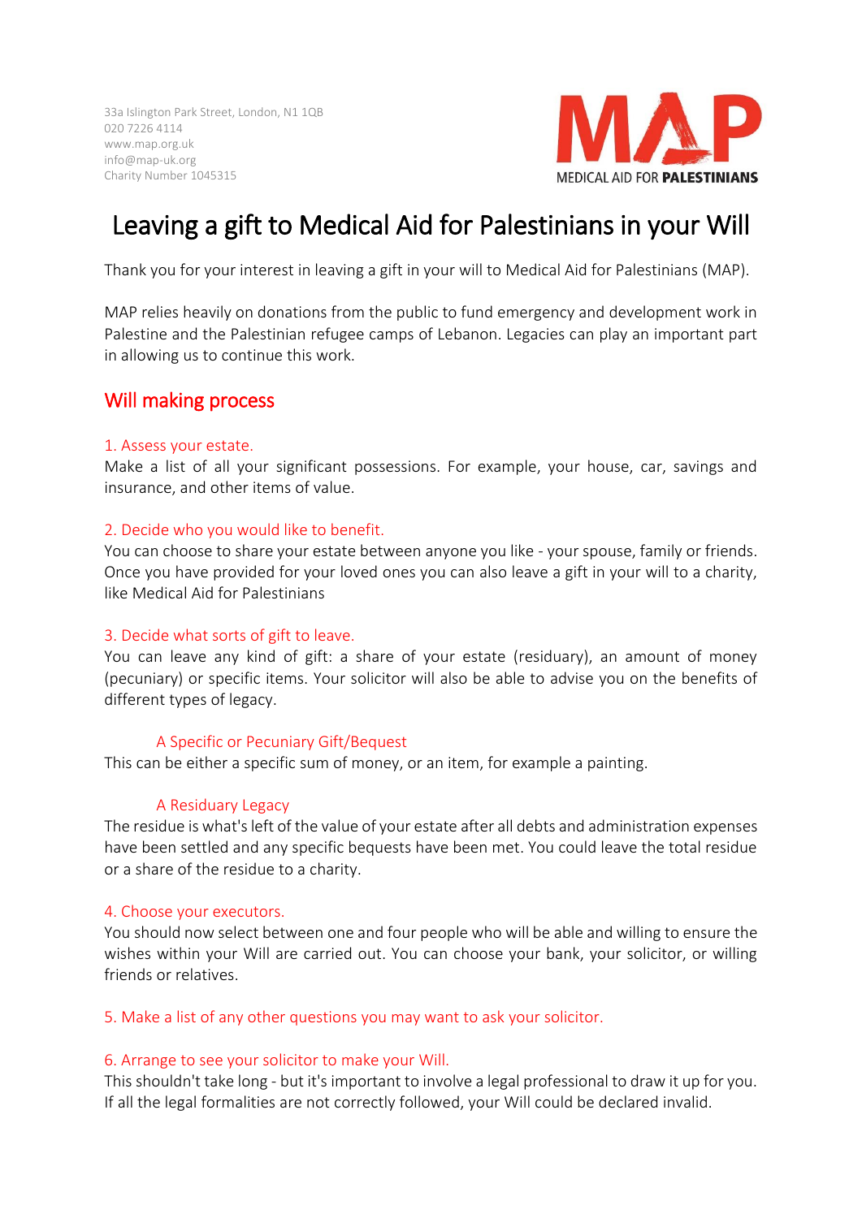33a Islington Park Street, London, N1 1QB
020 7226 4114
www.map.org.uk
info@map-uk.org
Charity Number 1045315

MAP
MEDICAL AID FOR **PALESTINIANS**

# Leaving a gift to Medical Aid for Palestinians in your Will

Thank you for your interest in leaving a gift in your will to Medical Aid for Palestinians (MAP).

MAP relies heavily on donations from the public to fund emergency and development work in Palestine and the Palestinian refugee camps of Lebanon. Legacies can play an important part in allowing us to continue this work.

## Will making process

### 1. Assess your estate.

Make a list of all your significant possessions. For example, your house, car, savings and insurance, and other items of value.

### 2. Decide who you would like to benefit.

You can choose to share your estate between anyone you like - your spouse, family or friends. Once you have provided for your loved ones you can also leave a gift in your will to a charity, like Medical Aid for Palestinians

### 3. Decide what sorts of gift to leave.

You can leave any kind of gift: a share of your estate (residuary), an amount of money (pecuniary) or specific items. Your solicitor will also be able to advise you on the benefits of different types of legacy.

#### A Specific or Pecuniary Gift/Bequest

This can be either a specific sum of money, or an item, for example a painting.

#### A Residuary Legacy

The residue is what's left of the value of your estate after all debts and administration expenses have been settled and any specific bequests have been met. You could leave the total residue or a share of the residue to a charity.

### 4. Choose your executors.

You should now select between one and four people who will be able and willing to ensure the wishes within your Will are carried out. You can choose your bank, your solicitor, or willing friends or relatives.

### 5. Make a list of any other questions you may want to ask your solicitor.

### 6. Arrange to see your solicitor to make your Will.

This shouldn't take long - but it's important to involve a legal professional to draw it up for you. If all the legal formalities are not correctly followed, your Will could be declared invalid.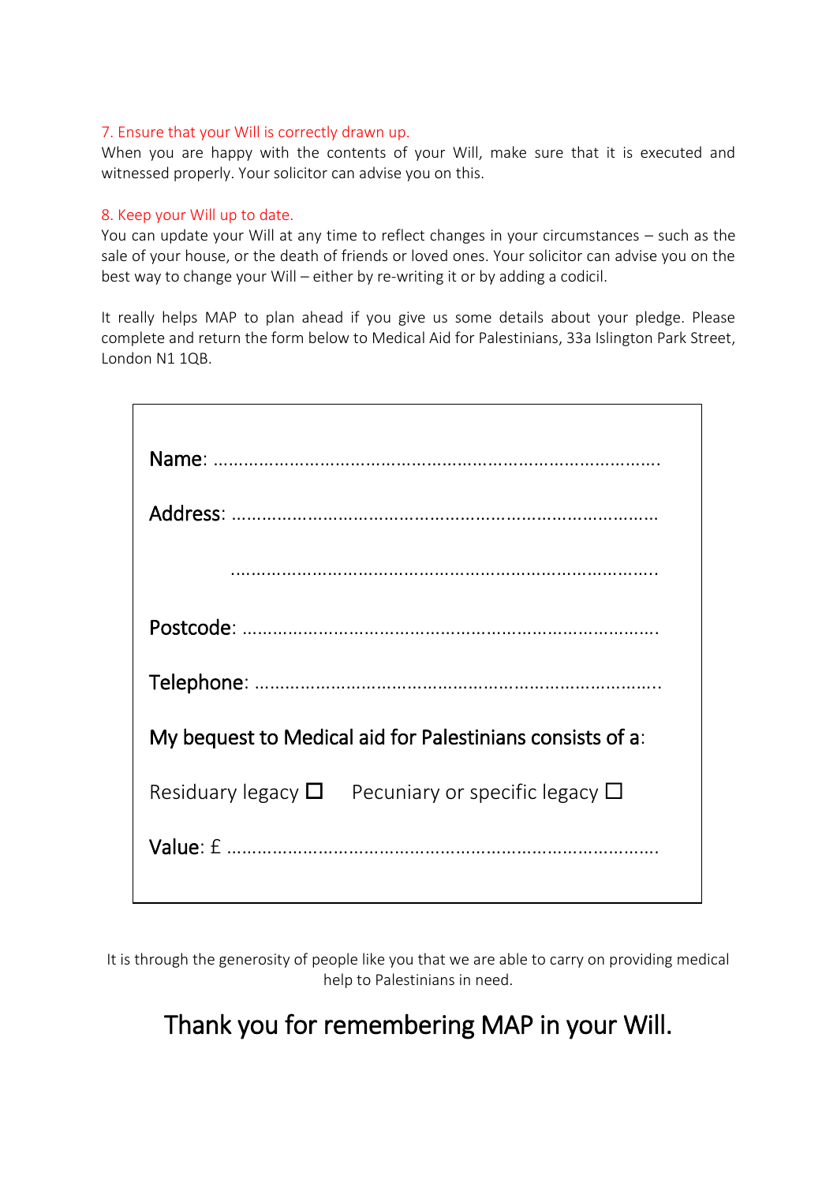### 7. Ensure that your Will is correctly drawn up.

When you are happy with the contents of your Will, make sure that it is executed and witnessed properly. Your solicitor can advise you on this.

### 8. Keep your Will up to date.

You can update your Will at any time to reflect changes in your circumstances – such as the sale of your house, or the death of friends or loved ones. Your solicitor can advise you on the best way to change your Will – either by re-writing it or by adding a codicil.

It really helps MAP to plan ahead if you give us some details about your pledge. Please complete and return the form below to Medical Aid for Palestinians, 33a Islington Park Street, London N1 1QB.

Name: ……………………………………………………………………………

Address: ………………………………………………………………………

………………………………………………………………………

Postcode: ………………………………………………………………………

Telephone: ……………………………………………………………………

My bequest to Medical aid for Palestinians consists of a:

Residuary legacy ☐   Pecuniary or specific legacy ☐

Value: £ ………………………………………………………………………

It is through the generosity of people like you that we are able to carry on providing medical help to Palestinians in need.

## Thank you for remembering MAP in your Will.